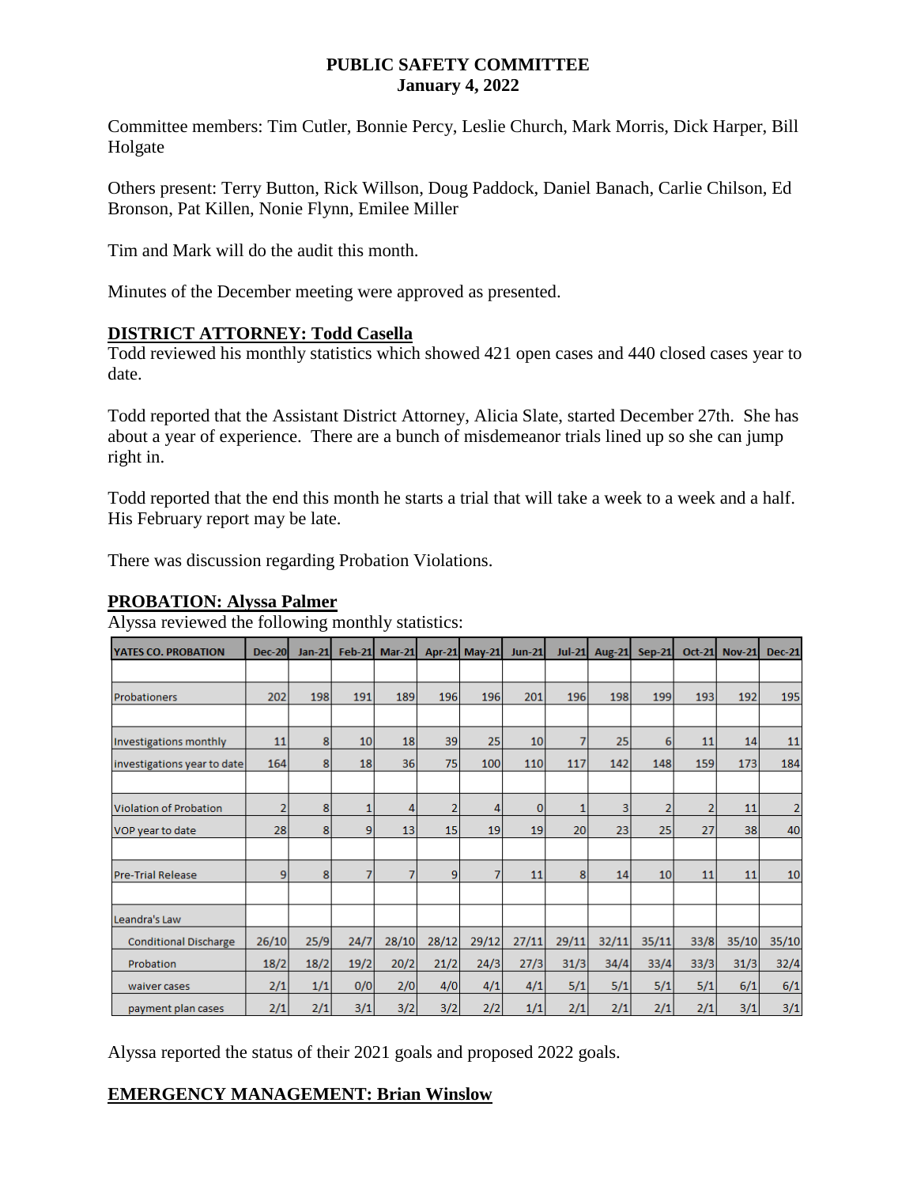**PUBLIC SAFETY COMMITTEE**
**January 4, 2022**

Committee members: Tim Cutler, Bonnie Percy, Leslie Church, Mark Morris, Dick Harper, Bill Holgate

Others present: Terry Button, Rick Willson, Doug Paddock, Daniel Banach, Carlie Chilson, Ed Bronson, Pat Killen, Nonie Flynn, Emilee Miller

Tim and Mark will do the audit this month.

Minutes of the December meeting were approved as presented.

## DISTRICT ATTORNEY: Todd Casella

Todd reviewed his monthly statistics which showed 421 open cases and 440 closed cases year to date.

Todd reported that the Assistant District Attorney, Alicia Slate, started December 27th. She has about a year of experience. There are a bunch of misdemeanor trials lined up so she can jump right in.

Todd reported that the end this month he starts a trial that will take a week to a week and a half. His February report may be late.

There was discussion regarding Probation Violations.

## PROBATION: Alyssa Palmer

Alyssa reviewed the following monthly statistics:

| YATES CO. PROBATION | Dec-20 | Jan-21 | Feb-21 | Mar-21 | Apr-21 | May-21 | Jun-21 | Jul-21 | Aug-21 | Sep-21 | Oct-21 | Nov-21 | Dec-21 |
|---|---|---|---|---|---|---|---|---|---|---|---|---|---|
| | | | | | | | | | | | | | |
| Probationers | 202 | 198 | 191 | 189 | 196 | 196 | 201 | 196 | 198 | 199 | 193 | 192 | 195 |
| | | | | | | | | | | | | | |
| Investigations monthly | 11 | 8 | 10 | 18 | 39 | 25 | 10 | 7 | 25 | 6 | 11 | 14 | 11 |
| investigations year to date | 164 | 8 | 18 | 36 | 75 | 100 | 110 | 117 | 142 | 148 | 159 | 173 | 184 |
| | | | | | | | | | | | | | |
| Violation of Probation | 2 | 8 | 1 | 4 | 2 | 4 | 0 | 1 | 3 | 2 | 2 | 11 | 2 |
| VOP year to date | 28 | 8 | 9 | 13 | 15 | 19 | 19 | 20 | 23 | 25 | 27 | 38 | 40 |
| | | | | | | | | | | | | | |
| Pre-Trial Release | 9 | 8 | 7 | 7 | 9 | 7 | 11 | 8 | 14 | 10 | 11 | 11 | 10 |
| | | | | | | | | | | | | | |
| Leandra's Law | | | | | | | | | | | | | |
| Conditional Discharge | 26/10 | 25/9 | 24/7 | 28/10 | 28/12 | 29/12 | 27/11 | 29/11 | 32/11 | 35/11 | 33/8 | 35/10 | 35/10 |
| Probation | 18/2 | 18/2 | 19/2 | 20/2 | 21/2 | 24/3 | 27/3 | 31/3 | 34/4 | 33/4 | 33/3 | 31/3 | 32/4 |
| waiver cases | 2/1 | 1/1 | 0/0 | 2/0 | 4/0 | 4/1 | 4/1 | 5/1 | 5/1 | 5/1 | 5/1 | 6/1 | 6/1 |
| payment plan cases | 2/1 | 2/1 | 3/1 | 3/2 | 3/2 | 2/2 | 1/1 | 2/1 | 2/1 | 2/1 | 2/1 | 3/1 | 3/1 |

Alyssa reported the status of their 2021 goals and proposed 2022 goals.

## EMERGENCY MANAGEMENT: Brian Winslow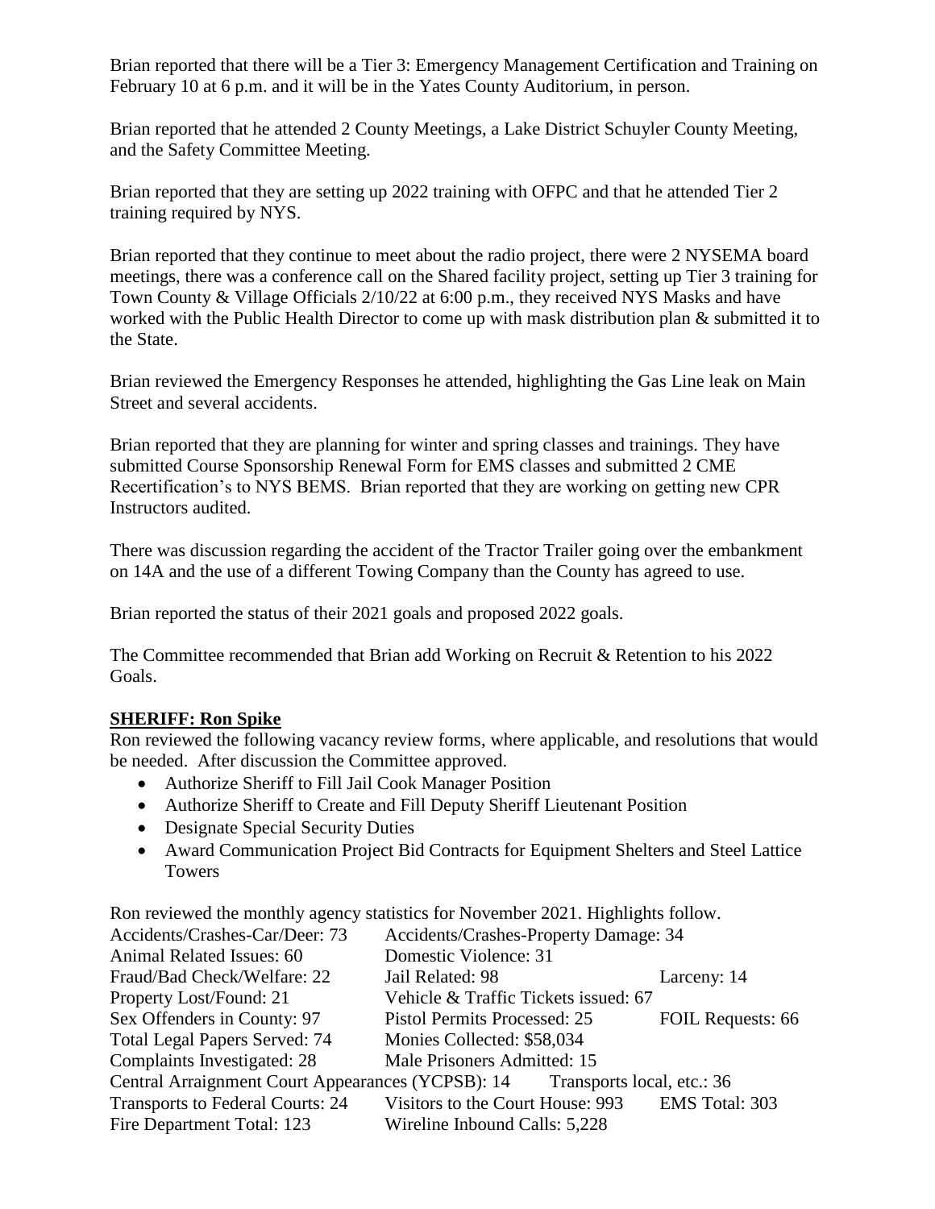Brian reported that there will be a Tier 3: Emergency Management Certification and Training on February 10 at 6 p.m. and it will be in the Yates County Auditorium, in person.

Brian reported that he attended 2 County Meetings, a Lake District Schuyler County Meeting, and the Safety Committee Meeting.

Brian reported that they are setting up 2022 training with OFPC and that he attended Tier 2 training required by NYS.

Brian reported that they continue to meet about the radio project, there were 2 NYSEMA board meetings, there was a conference call on the Shared facility project, setting up Tier 3 training for Town County & Village Officials 2/10/22 at 6:00 p.m., they received NYS Masks and have worked with the Public Health Director to come up with mask distribution plan & submitted it to the State.

Brian reviewed the Emergency Responses he attended, highlighting the Gas Line leak on Main Street and several accidents.

Brian reported that they are planning for winter and spring classes and trainings. They have submitted Course Sponsorship Renewal Form for EMS classes and submitted 2 CME Recertification's to NYS BEMS. Brian reported that they are working on getting new CPR Instructors audited.

There was discussion regarding the accident of the Tractor Trailer going over the embankment on 14A and the use of a different Towing Company than the County has agreed to use.

Brian reported the status of their 2021 goals and proposed 2022 goals.

The Committee recommended that Brian add Working on Recruit & Retention to his 2022 Goals.

**SHERIFF: Ron Spike**

Ron reviewed the following vacancy review forms, where applicable, and resolutions that would be needed. After discussion the Committee approved.

- Authorize Sheriff to Fill Jail Cook Manager Position
- Authorize Sheriff to Create and Fill Deputy Sheriff Lieutenant Position
- Designate Special Security Duties
- Award Communication Project Bid Contracts for Equipment Shelters and Steel Lattice Towers

Ron reviewed the monthly agency statistics for November 2021. Highlights follow.

Accidents/Crashes-Car/Deer: 73 Accidents/Crashes-Property Damage: 34
Animal Related Issues: 60 Domestic Violence: 31
Fraud/Bad Check/Welfare: 22 Jail Related: 98 Larceny: 14
Property Lost/Found: 21 Vehicle & Traffic Tickets issued: 67
Sex Offenders in County: 97 Pistol Permits Processed: 25 FOIL Requests: 66
Total Legal Papers Served: 74 Monies Collected: $58,034
Complaints Investigated: 28 Male Prisoners Admitted: 15
Central Arraignment Court Appearances (YCPSB): 14 Transports local, etc.: 36
Transports to Federal Courts: 24 Visitors to the Court House: 993 EMS Total: 303
Fire Department Total: 123 Wireline Inbound Calls: 5,228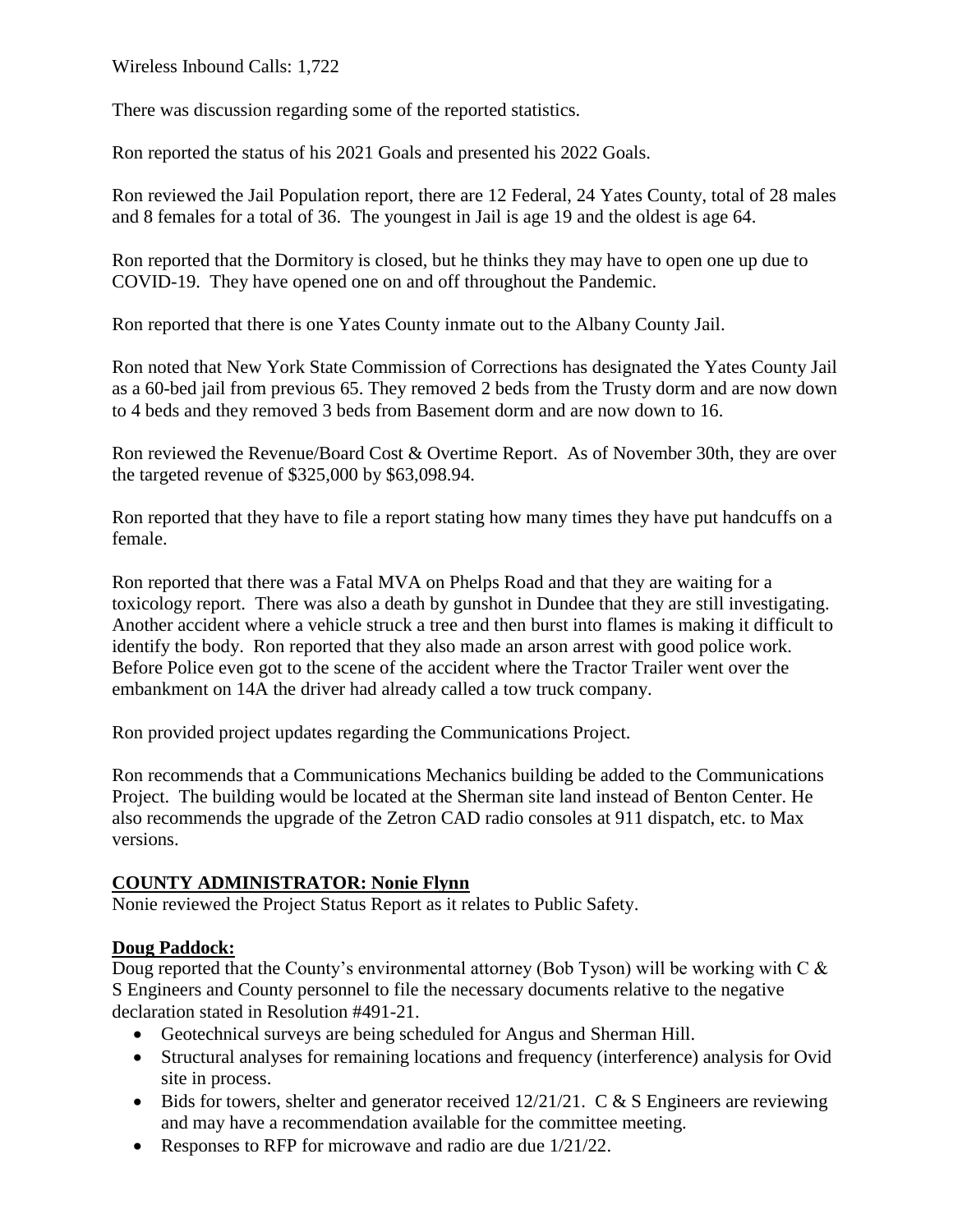Wireless Inbound Calls: 1,722

There was discussion regarding some of the reported statistics.

Ron reported the status of his 2021 Goals and presented his 2022 Goals.

Ron reviewed the Jail Population report, there are 12 Federal, 24 Yates County, total of 28 males and 8 females for a total of 36. The youngest in Jail is age 19 and the oldest is age 64.

Ron reported that the Dormitory is closed, but he thinks they may have to open one up due to COVID-19. They have opened one on and off throughout the Pandemic.

Ron reported that there is one Yates County inmate out to the Albany County Jail.

Ron noted that New York State Commission of Corrections has designated the Yates County Jail as a 60-bed jail from previous 65. They removed 2 beds from the Trusty dorm and are now down to 4 beds and they removed 3 beds from Basement dorm and are now down to 16.

Ron reviewed the Revenue/Board Cost & Overtime Report. As of November 30th, they are over the targeted revenue of $325,000 by $63,098.94.

Ron reported that they have to file a report stating how many times they have put handcuffs on a female.

Ron reported that there was a Fatal MVA on Phelps Road and that they are waiting for a toxicology report. There was also a death by gunshot in Dundee that they are still investigating. Another accident where a vehicle struck a tree and then burst into flames is making it difficult to identify the body. Ron reported that they also made an arson arrest with good police work. Before Police even got to the scene of the accident where the Tractor Trailer went over the embankment on 14A the driver had already called a tow truck company.

Ron provided project updates regarding the Communications Project.

Ron recommends that a Communications Mechanics building be added to the Communications Project. The building would be located at the Sherman site land instead of Benton Center. He also recommends the upgrade of the Zetron CAD radio consoles at 911 dispatch, etc. to Max versions.

## COUNTY ADMINISTRATOR: Nonie Flynn

Nonie reviewed the Project Status Report as it relates to Public Safety.

## Doug Paddock:

Doug reported that the County's environmental attorney (Bob Tyson) will be working with C & S Engineers and County personnel to file the necessary documents relative to the negative declaration stated in Resolution #491-21.

- Geotechnical surveys are being scheduled for Angus and Sherman Hill.
- Structural analyses for remaining locations and frequency (interference) analysis for Ovid site in process.
- Bids for towers, shelter and generator received 12/21/21. C & S Engineers are reviewing and may have a recommendation available for the committee meeting.
- Responses to RFP for microwave and radio are due 1/21/22.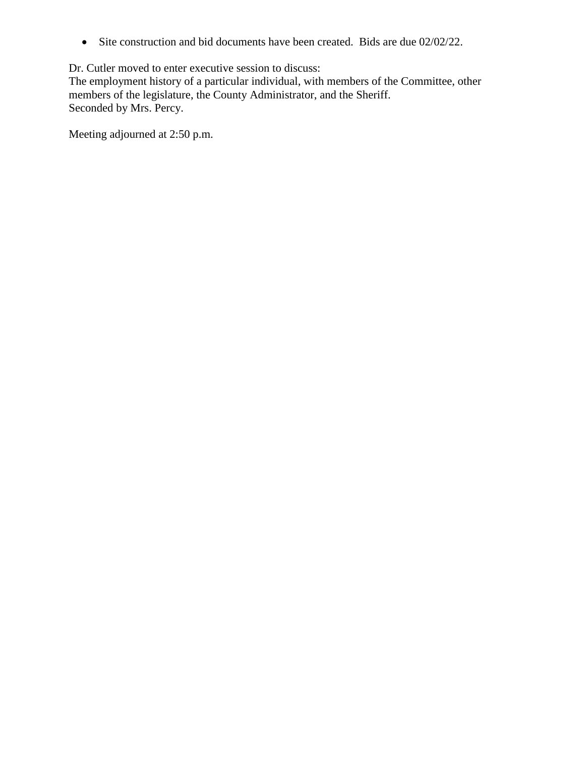- Site construction and bid documents have been created. Bids are due 02/02/22.

Dr. Cutler moved to enter executive session to discuss:
The employment history of a particular individual, with members of the Committee, other members of the legislature, the County Administrator, and the Sheriff.
Seconded by Mrs. Percy.

Meeting adjourned at 2:50 p.m.